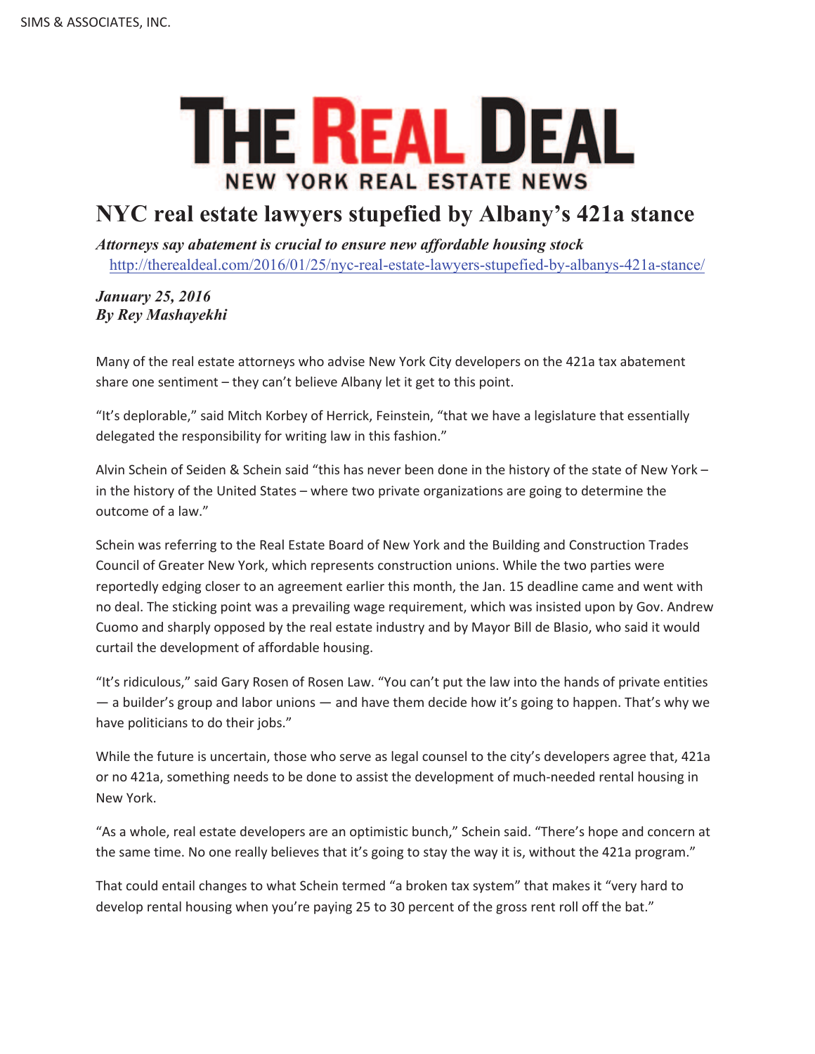SIMS & ASSOCIATES, INC.

THE REAL DEAL

NEW YORK REAL ESTATE NEWS

# NYC real estate lawyers stupefied by Albany's 421a stance

***Attorneys say abatement is crucial to ensure new affordable housing stock***

http://therealdeal.com/2016/01/25/nyc-real-estate-lawyers-stupefied-by-albanys-421a-stance/

***January 25, 2016***
***By Rey Mashayekhi***

Many of the real estate attorneys who advise New York City developers on the 421a tax abatement share one sentiment – they can't believe Albany let it get to this point.

"It's deplorable," said Mitch Korbey of Herrick, Feinstein, "that we have a legislature that essentially delegated the responsibility for writing law in this fashion."

Alvin Schein of Seiden & Schein said "this has never been done in the history of the state of New York – in the history of the United States – where two private organizations are going to determine the outcome of a law."

Schein was referring to the Real Estate Board of New York and the Building and Construction Trades Council of Greater New York, which represents construction unions. While the two parties were reportedly edging closer to an agreement earlier this month, the Jan. 15 deadline came and went with no deal. The sticking point was a prevailing wage requirement, which was insisted upon by Gov. Andrew Cuomo and sharply opposed by the real estate industry and by Mayor Bill de Blasio, who said it would curtail the development of affordable housing.

"It's ridiculous," said Gary Rosen of Rosen Law. "You can't put the law into the hands of private entities — a builder's group and labor unions — and have them decide how it's going to happen. That's why we have politicians to do their jobs."

While the future is uncertain, those who serve as legal counsel to the city's developers agree that, 421a or no 421a, something needs to be done to assist the development of much-needed rental housing in New York.

"As a whole, real estate developers are an optimistic bunch," Schein said. "There's hope and concern at the same time. No one really believes that it's going to stay the way it is, without the 421a program."

That could entail changes to what Schein termed "a broken tax system" that makes it "very hard to develop rental housing when you're paying 25 to 30 percent of the gross rent roll off the bat."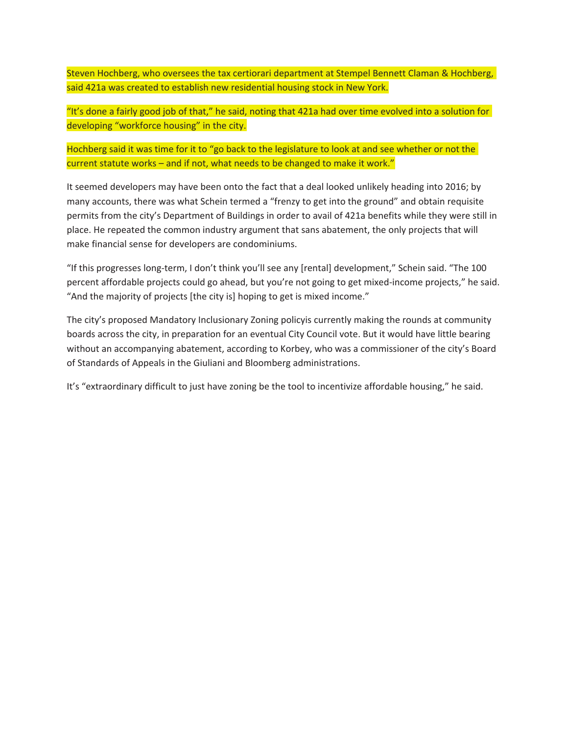Steven Hochberg, who oversees the tax certiorari department at Stempel Bennett Claman & Hochberg, said 421a was created to establish new residential housing stock in New York.

"It's done a fairly good job of that," he said, noting that 421a had over time evolved into a solution for developing "workforce housing" in the city.

Hochberg said it was time for it to "go back to the legislature to look at and see whether or not the current statute works – and if not, what needs to be changed to make it work."

It seemed developers may have been onto the fact that a deal looked unlikely heading into 2016; by many accounts, there was what Schein termed a "frenzy to get into the ground" and obtain requisite permits from the city's Department of Buildings in order to avail of 421a benefits while they were still in place. He repeated the common industry argument that sans abatement, the only projects that will make financial sense for developers are condominiums.

"If this progresses long-term, I don't think you'll see any [rental] development," Schein said. "The 100 percent affordable projects could go ahead, but you're not going to get mixed-income projects," he said. "And the majority of projects [the city is] hoping to get is mixed income."

The city's proposed Mandatory Inclusionary Zoning policyis currently making the rounds at community boards across the city, in preparation for an eventual City Council vote. But it would have little bearing without an accompanying abatement, according to Korbey, who was a commissioner of the city's Board of Standards of Appeals in the Giuliani and Bloomberg administrations.

It's "extraordinary difficult to just have zoning be the tool to incentivize affordable housing," he said.